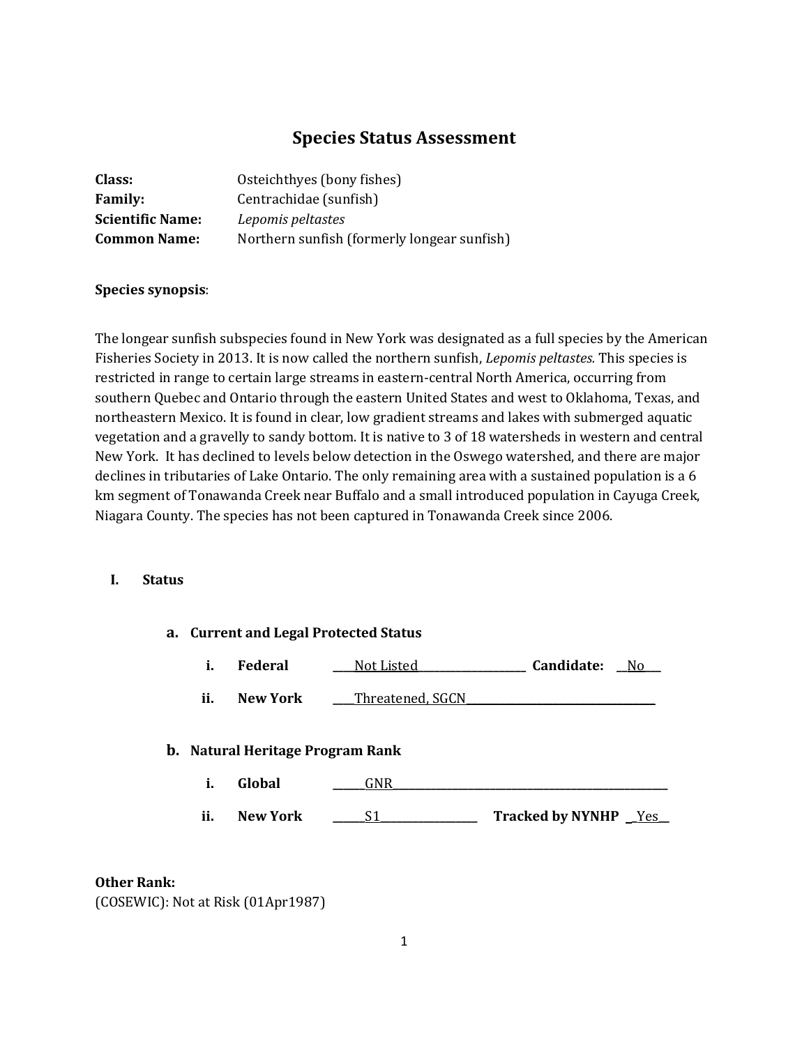# Species Status Assessment

**Class:** Osteichthyes (bony fishes)
**Family:** Centrachidae (sunfish)
**Scientific Name:** *Lepomis peltastes*
**Common Name:** Northern sunfish (formerly longear sunfish)

**Species synopsis**:

The longear sunfish subspecies found in New York was designated as a full species by the American Fisheries Society in 2013. It is now called the northern sunfish, *Lepomis peltastes.* This species is restricted in range to certain large streams in eastern-central North America, occurring from southern Quebec and Ontario through the eastern United States and west to Oklahoma, Texas, and northeastern Mexico. It is found in clear, low gradient streams and lakes with submerged aquatic vegetation and a gravelly to sandy bottom. It is native to 3 of 18 watersheds in western and central New York. It has declined to levels below detection in the Oswego watershed, and there are major declines in tributaries of Lake Ontario. The only remaining area with a sustained population is a 6 km segment of Tonawanda Creek near Buffalo and a small introduced population in Cayuga Creek, Niagara County. The species has not been captured in Tonawanda Creek since 2006.

## I. Status

### a. Current and Legal Protected Status

i. **Federal** Not Listed **Candidate:** No

ii. **New York** Threatened, SGCN

### b. Natural Heritage Program Rank

i. **Global** GNR

ii. **New York** S1 **Tracked by NYNHP** Yes

**Other Rank:**
(COSEWIC): Not at Risk (01Apr1987)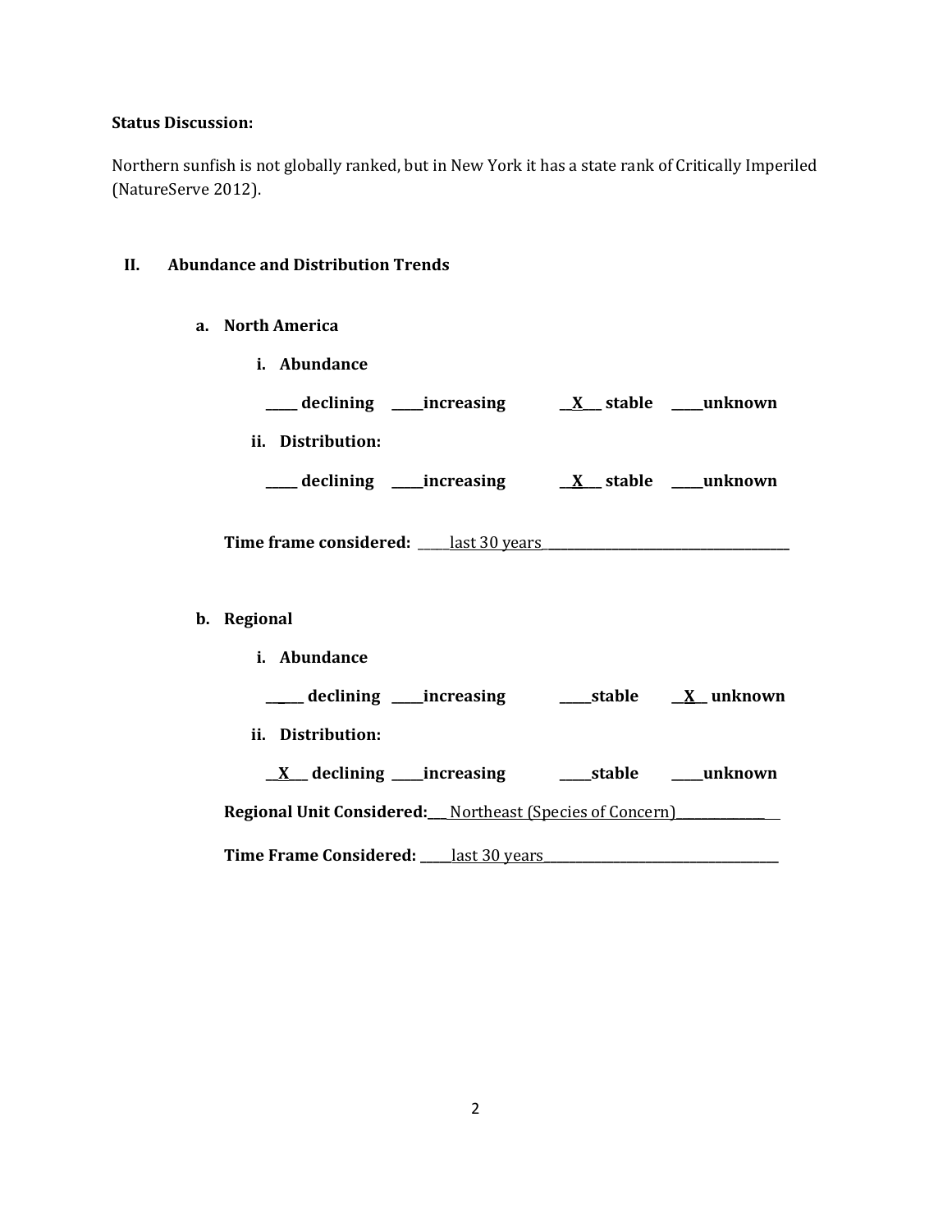**Status Discussion:**

Northern sunfish is not globally ranked, but in New York it has a state rank of Critically Imperiled (NatureServe 2012).

## II. Abundance and Distribution Trends

### a. North America

**i. Abundance**

**_____ declining _____increasing __X___ stable _____unknown**

**ii. Distribution:**

**_____ declining _____increasing __X___ stable _____unknown**

**Time frame considered:** _____last 30 years_______________________________________

### b. Regional

**i. Abundance**

**______ declining _____increasing _____stable __X__ unknown**

**ii. Distribution:**

**__X___ declining _____increasing _____stable _____unknown**

**Regional Unit Considered:**___ Northeast (Species of Concern)_______________

**Time Frame Considered:** _____last 30 years______________________________________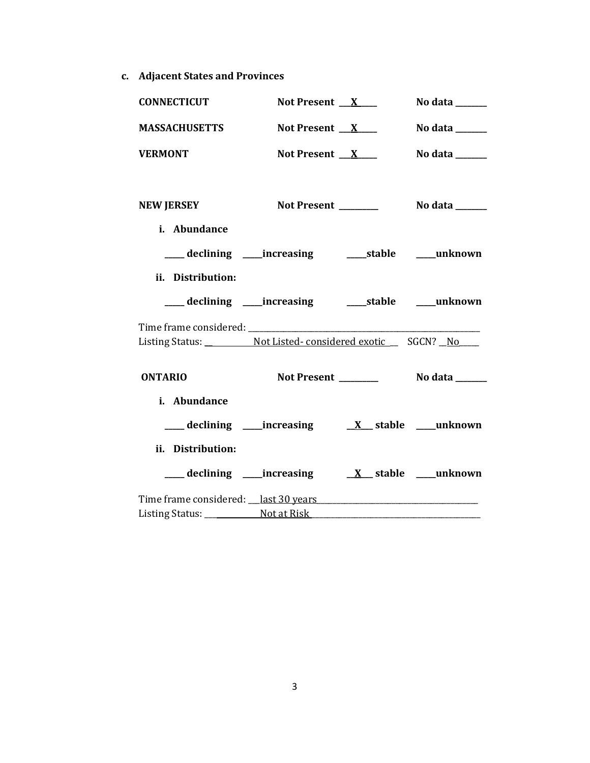**c. Adjacent States and Provinces**

**CONNECTICUT** **Not Present** __X__ **No data** ____

**MASSACHUSETTS** **Not Present** __X__ **No data** ____

**VERMONT** **Not Present** __X__ **No data** ____

**NEW JERSEY** **Not Present** ____ **No data** ____

**i. Abundance**

**____ declining ____increasing ____stable ____unknown**

**ii. Distribution:**

**____ declining ____increasing ____stable ____unknown**

Time frame considered: ____________________

Listing Status: ____Not Listed- considered exotic__ SGCN? __No____

**ONTARIO** **Not Present** ____ **No data** ____

**i. Abundance**

**____ declining ____increasing __X__ stable ____unknown**

**ii. Distribution:**

**____ declining ____increasing __X__ stable ____unknown**

Time frame considered: __last 30 years__________

Listing Status: ____Not at Risk__________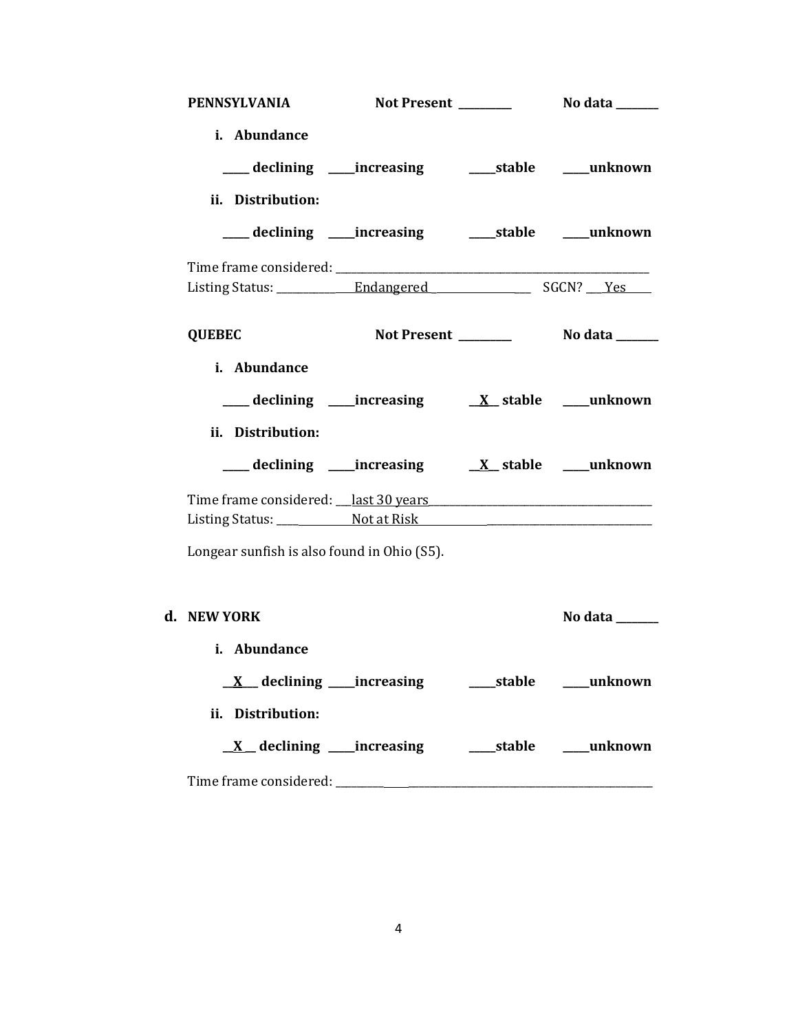**PENNSYLVANIA** **Not Present \_\_\_\_\_\_\_\_\_** **No data \_\_\_\_\_\_\_**

**i. Abundance**

**\_\_\_\_\_ declining \_\_\_\_\_increasing \_\_\_\_\_stable \_\_\_\_\_unknown**

**ii. Distribution:**

**\_\_\_\_\_ declining \_\_\_\_\_increasing \_\_\_\_\_stable \_\_\_\_\_unknown**

Time frame considered: \_\_\_\_\_\_\_\_\_\_\_\_\_\_\_\_\_\_\_\_\_\_\_\_\_\_\_\_\_\_\_\_\_\_\_\_\_\_\_\_\_\_\_\_\_\_\_\_\_\_\_\_\_\_\_\_\_\_\_\_
Listing Status: \_\_\_\_\_\_\_\_\_\_\_\_\_ Endangered \_\_\_\_\_\_\_\_\_\_\_\_\_\_\_\_\_\_\_\_ SGCN? \_\_\_Yes\_\_\_\_\_

**QUEBEC** **Not Present \_\_\_\_\_\_\_\_\_** **No data \_\_\_\_\_\_\_**

**i. Abundance**

**\_\_\_\_\_ declining \_\_\_\_\_increasing \_\_X\_\_ stable \_\_\_\_\_unknown**

**ii. Distribution:**

**\_\_\_\_\_ declining \_\_\_\_\_increasing \_\_X\_\_ stable \_\_\_\_\_unknown**

Time frame considered: \_\_\_last 30 years\_\_\_\_\_\_\_\_\_\_\_\_\_\_\_\_\_\_\_\_\_\_\_\_\_\_\_\_\_\_\_\_\_\_\_\_\_\_\_\_\_\_\_\_
Listing Status: \_\_\_\_\_\_\_\_\_\_\_\_\_\_\_ Not at Risk \_\_\_\_\_\_\_\_\_\_\_\_\_\_\_\_\_\_\_\_\_\_\_\_\_\_\_\_\_\_\_\_\_\_\_\_\_\_\_\_\_\_\_\_

Longear sunfish is also found in Ohio (S5).

**d. NEW YORK** **No data \_\_\_\_\_\_\_**

**i. Abundance**

**\_\_X\_\_ declining \_\_\_\_\_increasing \_\_\_\_\_stable \_\_\_\_\_unknown**

**ii. Distribution:**

**\_\_X\_\_ declining \_\_\_\_\_increasing \_\_\_\_\_stable \_\_\_\_\_unknown**

Time frame considered: \_\_\_\_\_\_\_\_\_\_\_\_\_\_\_\_\_\_\_\_\_\_\_\_\_\_\_\_\_\_\_\_\_\_\_\_\_\_\_\_\_\_\_\_\_\_\_\_\_\_\_\_\_\_\_\_\_\_\_\_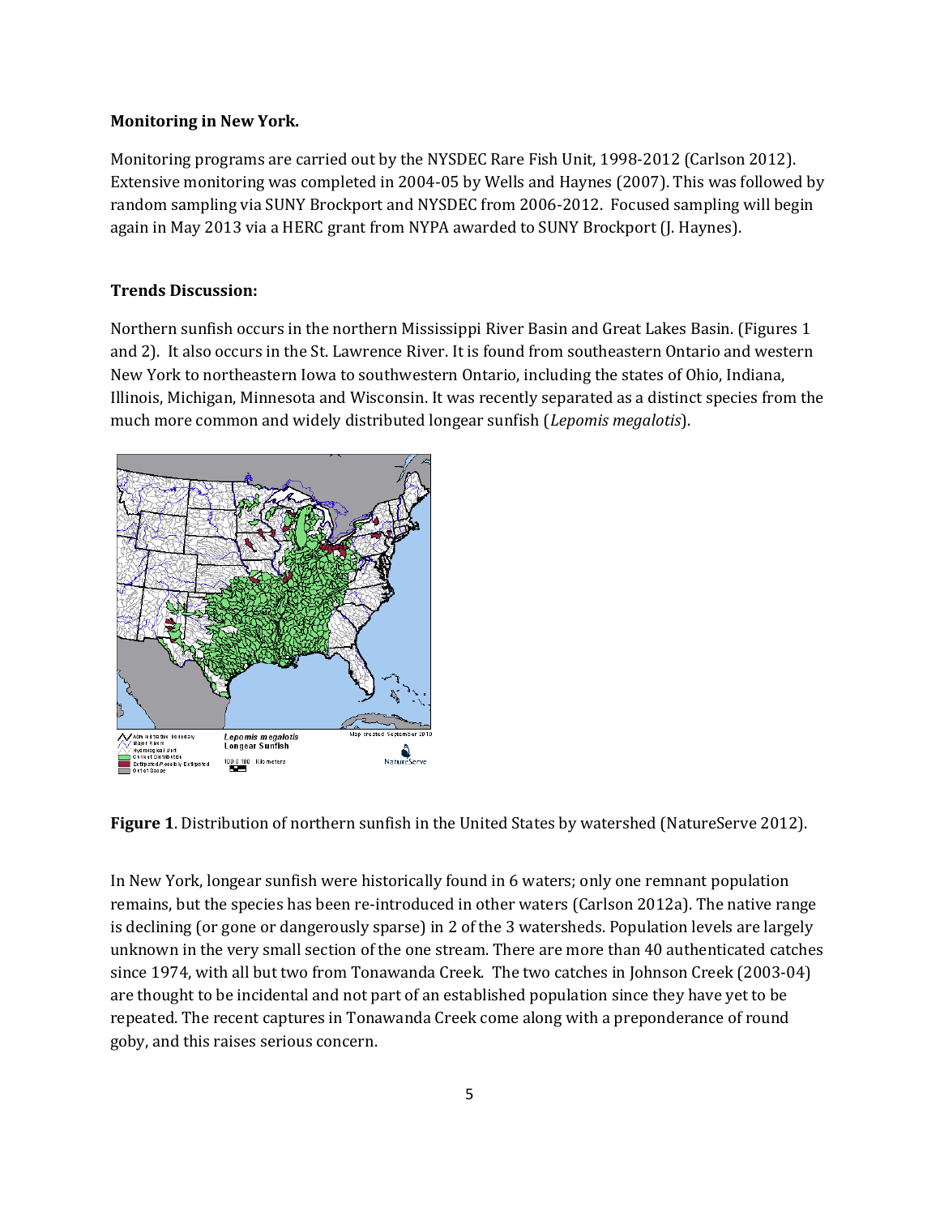**Monitoring in New York.**

Monitoring programs are carried out by the NYSDEC Rare Fish Unit, 1998-2012 (Carlson 2012). Extensive monitoring was completed in 2004-05 by Wells and Haynes (2007). This was followed by random sampling via SUNY Brockport and NYSDEC from 2006-2012. Focused sampling will begin again in May 2013 via a HERC grant from NYPA awarded to SUNY Brockport (J. Haynes).

**Trends Discussion:**

Northern sunfish occurs in the northern Mississippi River Basin and Great Lakes Basin. (Figures 1 and 2). It also occurs in the St. Lawrence River. It is found from southeastern Ontario and western New York to northeastern Iowa to southwestern Ontario, including the states of Ohio, Indiana, Illinois, Michigan, Minnesota and Wisconsin. It was recently separated as a distinct species from the much more common and widely distributed longear sunfish (*Lepomis megalotis*).

**Figure 1**. Distribution of northern sunfish in the United States by watershed (NatureServe 2012).

In New York, longear sunfish were historically found in 6 waters; only one remnant population remains, but the species has been re-introduced in other waters (Carlson 2012a). The native range is declining (or gone or dangerously sparse) in 2 of the 3 watersheds. Population levels are largely unknown in the very small section of the one stream. There are more than 40 authenticated catches since 1974, with all but two from Tonawanda Creek. The two catches in Johnson Creek (2003-04) are thought to be incidental and not part of an established population since they have yet to be repeated. The recent captures in Tonawanda Creek come along with a preponderance of round goby, and this raises serious concern.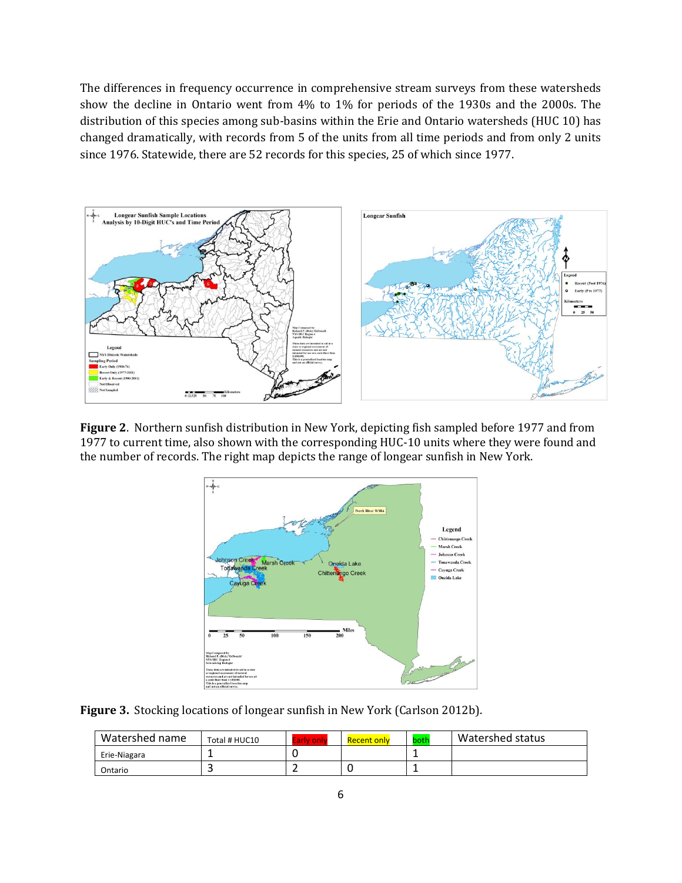The differences in frequency occurrence in comprehensive stream surveys from these watersheds show the decline in Ontario went from 4% to 1% for periods of the 1930s and the 2000s. The distribution of this species among sub-basins within the Erie and Ontario watersheds (HUC 10) has changed dramatically, with records from 5 of the units from all time periods and from only 2 units since 1976. Statewide, there are 52 records for this species, 25 of which since 1977.

**Figure 2**. Northern sunfish distribution in New York, depicting fish sampled before 1977 and from 1977 to current time, also shown with the corresponding HUC-10 units where they were found and the number of records. The right map depicts the range of longear sunfish in New York.

**Figure 3.** Stocking locations of longear sunfish in New York (Carlson 2012b).

| Watershed name | Total # HUC10 | Early only | Recent only | both | Watershed status |
|---|---|---|---|---|---|
| Erie-Niagara | 1 | 0 | | 1 | |
| Ontario | 3 | 2 | 0 | 1 | |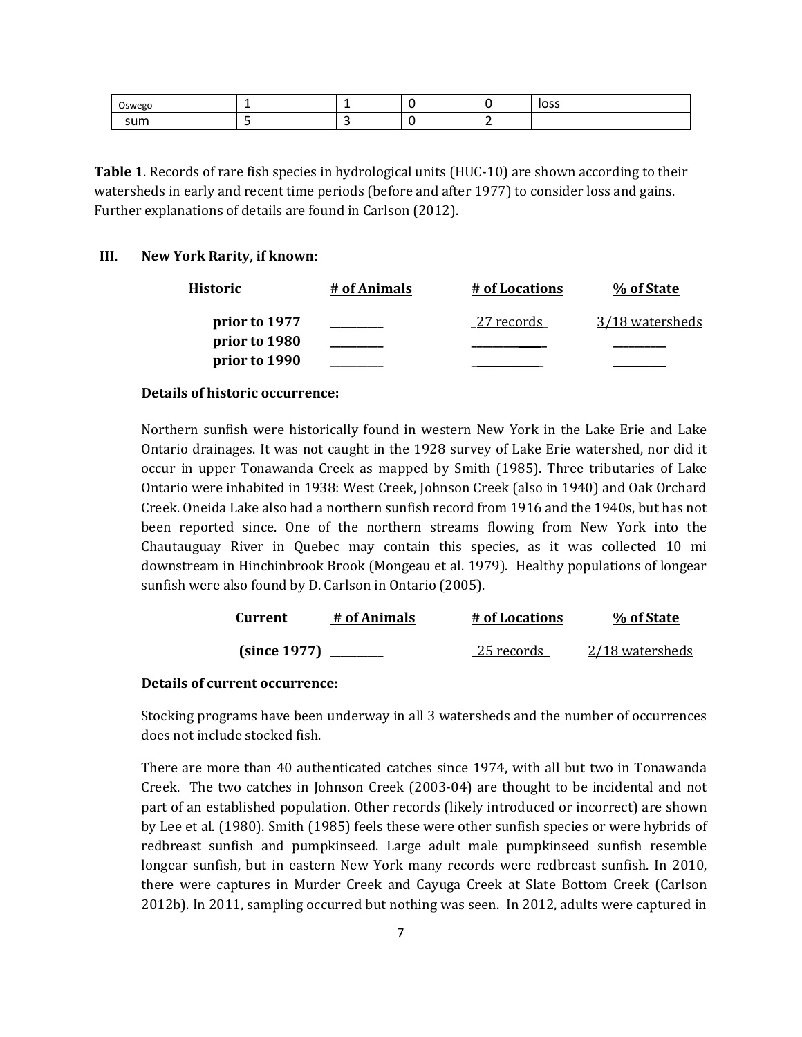| Oswego | 1 | 1 | 0 | 0 | loss |
|---|---|---|---|---|---|
| sum | 5 | 3 | 0 | 2 | |

**Table 1**. Records of rare fish species in hydrological units (HUC-10) are shown according to their watersheds in early and recent time periods (before and after 1977) to consider loss and gains. Further explanations of details are found in Carlson (2012).

## III. New York Rarity, if known:

| Historic | # of Animals | # of Locations | % of State |
|---|---|---|---|
| prior to 1977 | _________ | 27 records | 3/18 watersheds |
| prior to 1980 | _________ | ___________ | _________ |
| prior to 1990 | _________ | ___________ | _________ |

**Details of historic occurrence:**

Northern sunfish were historically found in western New York in the Lake Erie and Lake Ontario drainages. It was not caught in the 1928 survey of Lake Erie watershed, nor did it occur in upper Tonawanda Creek as mapped by Smith (1985). Three tributaries of Lake Ontario were inhabited in 1938: West Creek, Johnson Creek (also in 1940) and Oak Orchard Creek. Oneida Lake also had a northern sunfish record from 1916 and the 1940s, but has not been reported since. One of the northern streams flowing from New York into the Chautauguay River in Quebec may contain this species, as it was collected 10 mi downstream in Hinchinbrook Brook (Mongeau et al. 1979). Healthy populations of longear sunfish were also found by D. Carlson in Ontario (2005).

| Current | # of Animals | # of Locations | % of State |
|---|---|---|---|
| (since 1977) | _________ | 25 records | 2/18 watersheds |

**Details of current occurrence:**

Stocking programs have been underway in all 3 watersheds and the number of occurrences does not include stocked fish.

There are more than 40 authenticated catches since 1974, with all but two in Tonawanda Creek. The two catches in Johnson Creek (2003-04) are thought to be incidental and not part of an established population. Other records (likely introduced or incorrect) are shown by Lee et al. (1980). Smith (1985) feels these were other sunfish species or were hybrids of redbreast sunfish and pumpkinseed. Large adult male pumpkinseed sunfish resemble longear sunfish, but in eastern New York many records were redbreast sunfish. In 2010, there were captures in Murder Creek and Cayuga Creek at Slate Bottom Creek (Carlson 2012b). In 2011, sampling occurred but nothing was seen. In 2012, adults were captured in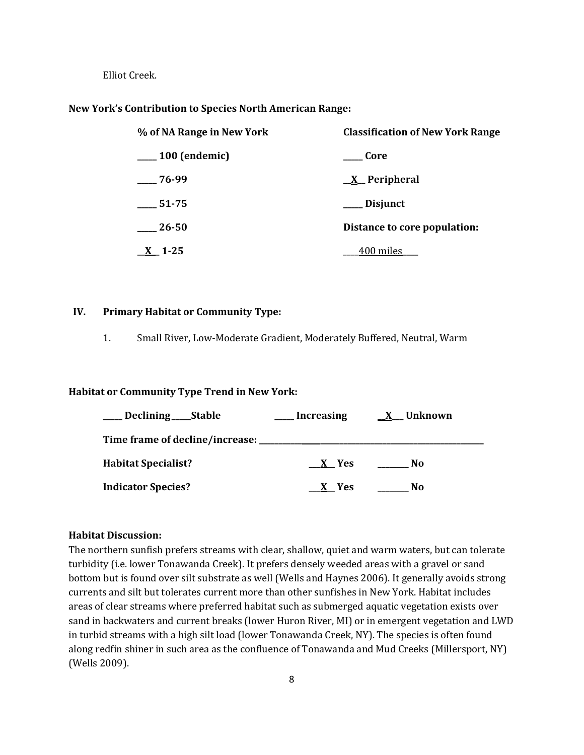Elliot Creek.

**New York's Contribution to Species North American Range:**

| % of NA Range in New York | Classification of New York Range |
|---|---|
| _____ 100 (endemic) | _____ Core |
| _____ 76-99 | __X__ Peripheral |
| _____ 51-75 | _____ Disjunct |
| _____ 26-50 | Distance to core population: |
| __X__ 1-25 | ____400 miles____ |

## IV. Primary Habitat or Community Type:

1. Small River, Low-Moderate Gradient, Moderately Buffered, Neutral, Warm

**Habitat or Community Type Trend in New York:**

_____ Declining _____ Stable _____ Increasing __X__ Unknown

**Time frame of decline/increase:** ________________________________

**Habitat Specialist?** __X__ Yes _______ No

**Indicator Species?** __X__ Yes _______ No

**Habitat Discussion:**

The northern sunfish prefers streams with clear, shallow, quiet and warm waters, but can tolerate turbidity (i.e. lower Tonawanda Creek). It prefers densely weeded areas with a gravel or sand bottom but is found over silt substrate as well (Wells and Haynes 2006). It generally avoids strong currents and silt but tolerates current more than other sunfishes in New York. Habitat includes areas of clear streams where preferred habitat such as submerged aquatic vegetation exists over sand in backwaters and current breaks (lower Huron River, MI) or in emergent vegetation and LWD in turbid streams with a high silt load (lower Tonawanda Creek, NY). The species is often found along redfin shiner in such area as the confluence of Tonawanda and Mud Creeks (Millersport, NY) (Wells 2009).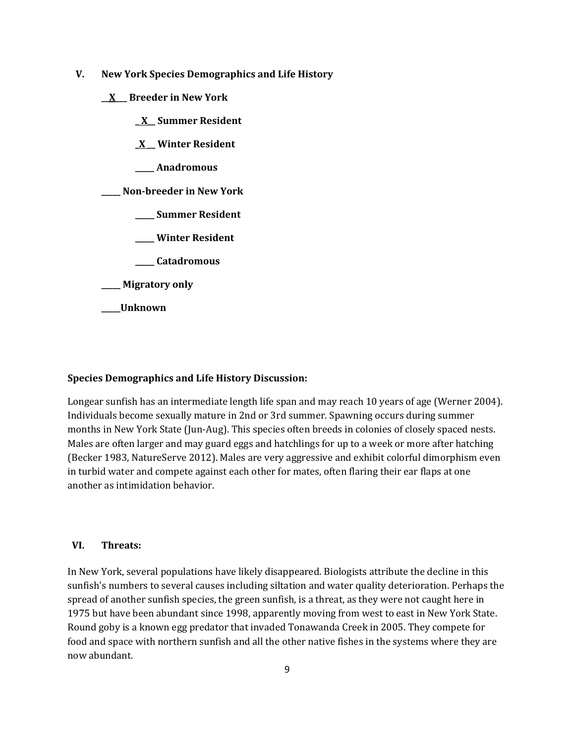## V. New York Species Demographics and Life History

__X__ **Breeder in New York**

- __X__ **Summer Resident**
- __X__ **Winter Resident**
- _____ **Anadromous**

_____ **Non-breeder in New York**

- _____ **Summer Resident**
- _____ **Winter Resident**
- _____ **Catadromous**

_____ **Migratory only**

_____ **Unknown**

**Species Demographics and Life History Discussion:**

Longear sunfish has an intermediate length life span and may reach 10 years of age (Werner 2004). Individuals become sexually mature in 2nd or 3rd summer. Spawning occurs during summer months in New York State (Jun-Aug). This species often breeds in colonies of closely spaced nests. Males are often larger and may guard eggs and hatchlings for up to a week or more after hatching (Becker 1983, NatureServe 2012). Males are very aggressive and exhibit colorful dimorphism even in turbid water and compete against each other for mates, often flaring their ear flaps at one another as intimidation behavior.

## VI. Threats:

In New York, several populations have likely disappeared. Biologists attribute the decline in this sunfish's numbers to several causes including siltation and water quality deterioration. Perhaps the spread of another sunfish species, the green sunfish, is a threat, as they were not caught here in 1975 but have been abundant since 1998, apparently moving from west to east in New York State. Round goby is a known egg predator that invaded Tonawanda Creek in 2005. They compete for food and space with northern sunfish and all the other native fishes in the systems where they are now abundant.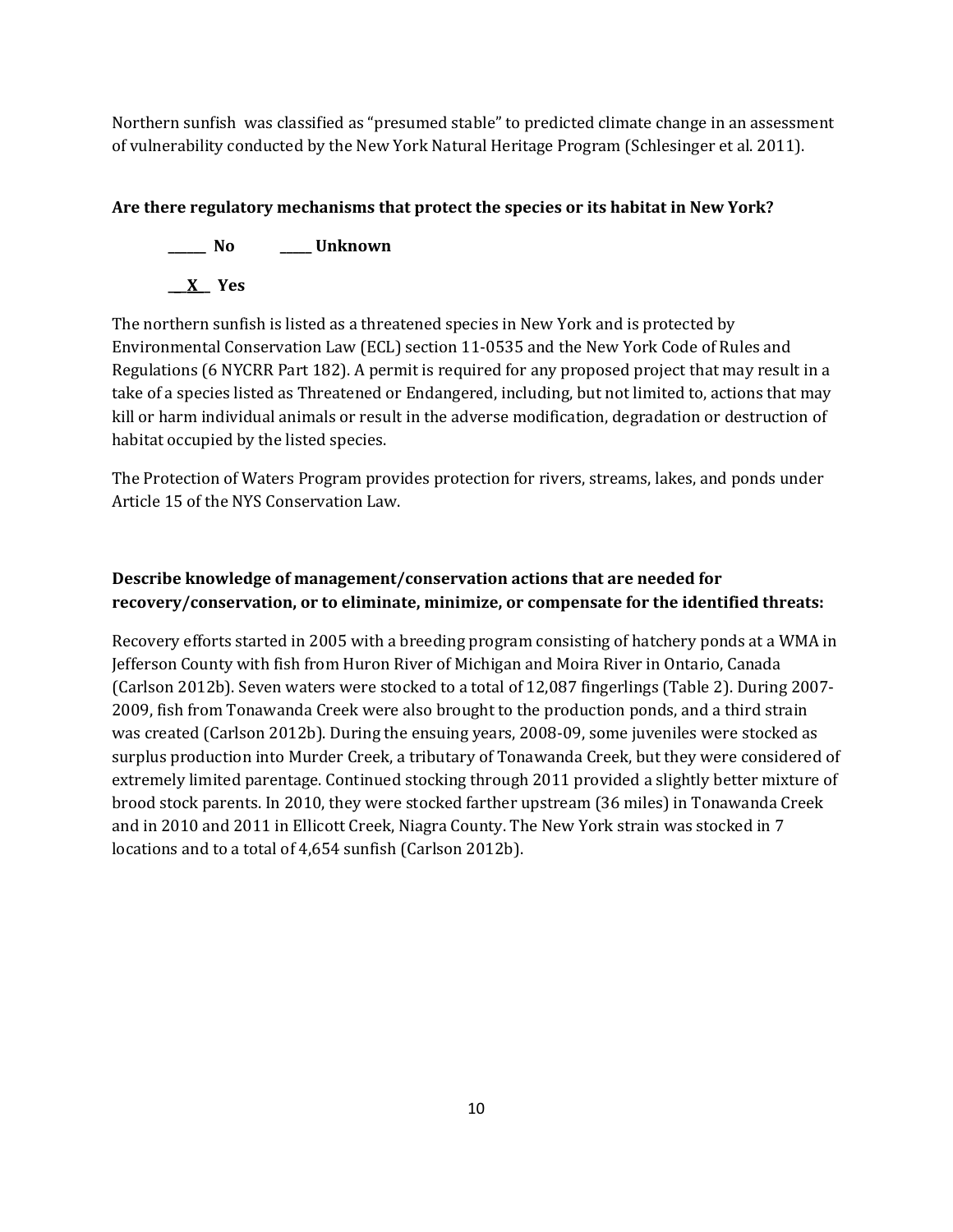Northern sunfish  was classified as "presumed stable" to predicted climate change in an assessment of vulnerability conducted by the New York Natural Heritage Program (Schlesinger et al. 2011).

**Are there regulatory mechanisms that protect the species or its habitat in New York?**

**\_\_\_\_\_\_ No          \_\_\_\_\_ Unknown**

**\_\_X\_\_ Yes**

The northern sunfish is listed as a threatened species in New York and is protected by Environmental Conservation Law (ECL) section 11-0535 and the New York Code of Rules and Regulations (6 NYCRR Part 182). A permit is required for any proposed project that may result in a take of a species listed as Threatened or Endangered, including, but not limited to, actions that may kill or harm individual animals or result in the adverse modification, degradation or destruction of habitat occupied by the listed species.

The Protection of Waters Program provides protection for rivers, streams, lakes, and ponds under Article 15 of the NYS Conservation Law.

**Describe knowledge of management/conservation actions that are needed for recovery/conservation, or to eliminate, minimize, or compensate for the identified threats:**

Recovery efforts started in 2005 with a breeding program consisting of hatchery ponds at a WMA in Jefferson County with fish from Huron River of Michigan and Moira River in Ontario, Canada (Carlson 2012b). Seven waters were stocked to a total of 12,087 fingerlings (Table 2). During 2007-2009, fish from Tonawanda Creek were also brought to the production ponds, and a third strain was created (Carlson 2012b). During the ensuing years, 2008-09, some juveniles were stocked as surplus production into Murder Creek, a tributary of Tonawanda Creek, but they were considered of extremely limited parentage. Continued stocking through 2011 provided a slightly better mixture of brood stock parents. In 2010, they were stocked farther upstream (36 miles) in Tonawanda Creek and in 2010 and 2011 in Ellicott Creek, Niagra County. The New York strain was stocked in 7 locations and to a total of 4,654 sunfish (Carlson 2012b).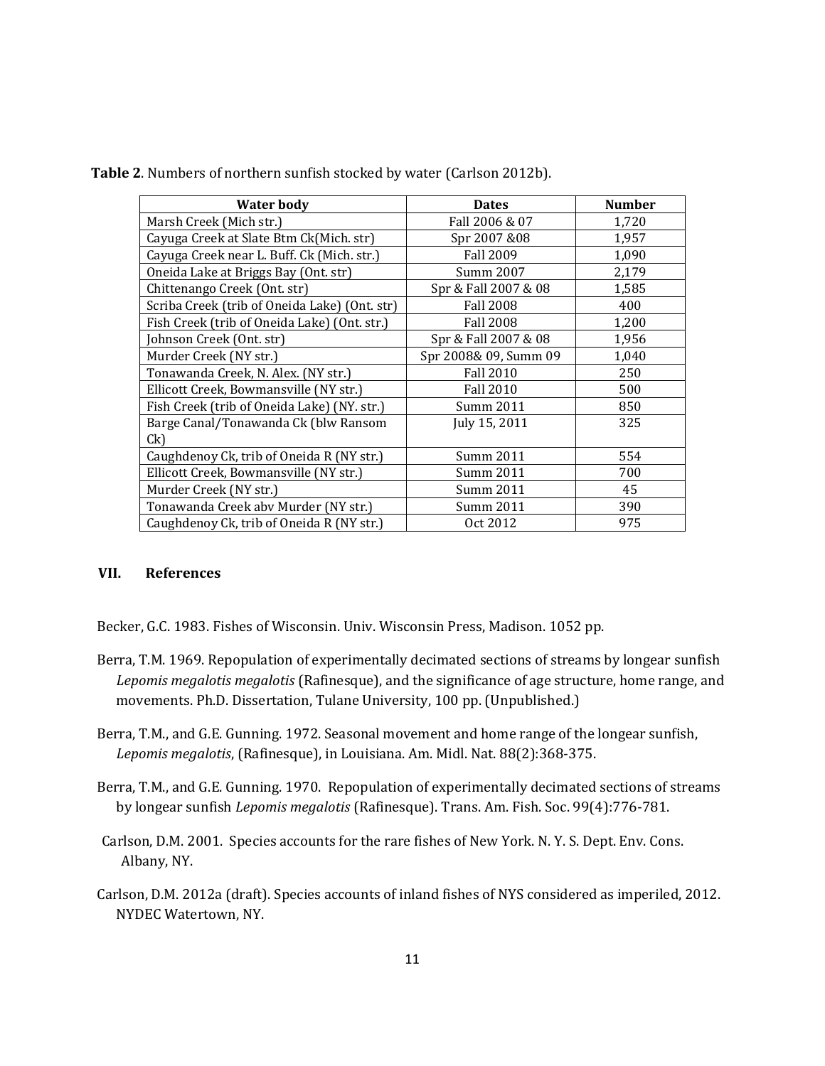**Table 2**. Numbers of northern sunfish stocked by water (Carlson 2012b).

| Water body | Dates | Number |
|---|---|---|
| Marsh Creek (Mich str.) | Fall 2006 & 07 | 1,720 |
| Cayuga Creek at Slate Btm Ck(Mich. str) | Spr 2007 &08 | 1,957 |
| Cayuga Creek near L. Buff. Ck (Mich. str.) | Fall 2009 | 1,090 |
| Oneida Lake at Briggs Bay (Ont. str) | Summ 2007 | 2,179 |
| Chittenango Creek (Ont. str) | Spr & Fall 2007 & 08 | 1,585 |
| Scriba Creek (trib of Oneida Lake) (Ont. str) | Fall 2008 | 400 |
| Fish Creek (trib of Oneida Lake) (Ont. str.) | Fall 2008 | 1,200 |
| Johnson Creek (Ont. str) | Spr & Fall 2007 & 08 | 1,956 |
| Murder Creek (NY str.) | Spr 2008& 09, Summ 09 | 1,040 |
| Tonawanda Creek, N. Alex. (NY str.) | Fall 2010 | 250 |
| Ellicott Creek, Bowmansville (NY str.) | Fall 2010 | 500 |
| Fish Creek (trib of Oneida Lake) (NY. str.) | Summ 2011 | 850 |
| Barge Canal/Tonawanda Ck (blw Ransom Ck) | July 15, 2011 | 325 |
| Caughdenoy Ck, trib of Oneida R (NY str.) | Summ 2011 | 554 |
| Ellicott Creek, Bowmansville (NY str.) | Summ 2011 | 700 |
| Murder Creek (NY str.) | Summ 2011 | 45 |
| Tonawanda Creek abv Murder (NY str.) | Summ 2011 | 390 |
| Caughdenoy Ck, trib of Oneida R (NY str.) | Oct 2012 | 975 |

## VII. References

Becker, G.C. 1983. Fishes of Wisconsin. Univ. Wisconsin Press, Madison. 1052 pp.

Berra, T.M. 1969. Repopulation of experimentally decimated sections of streams by longear sunfish *Lepomis megalotis megalotis* (Rafinesque), and the significance of age structure, home range, and movements. Ph.D. Dissertation, Tulane University, 100 pp. (Unpublished.)

Berra, T.M., and G.E. Gunning. 1972. Seasonal movement and home range of the longear sunfish, *Lepomis megalotis*, (Rafinesque), in Louisiana. Am. Midl. Nat. 88(2):368-375.

Berra, T.M., and G.E. Gunning. 1970. Repopulation of experimentally decimated sections of streams by longear sunfish *Lepomis megalotis* (Rafinesque). Trans. Am. Fish. Soc. 99(4):776-781.

Carlson, D.M. 2001. Species accounts for the rare fishes of New York. N. Y. S. Dept. Env. Cons. Albany, NY.

Carlson, D.M. 2012a (draft). Species accounts of inland fishes of NYS considered as imperiled, 2012. NYDEC Watertown, NY.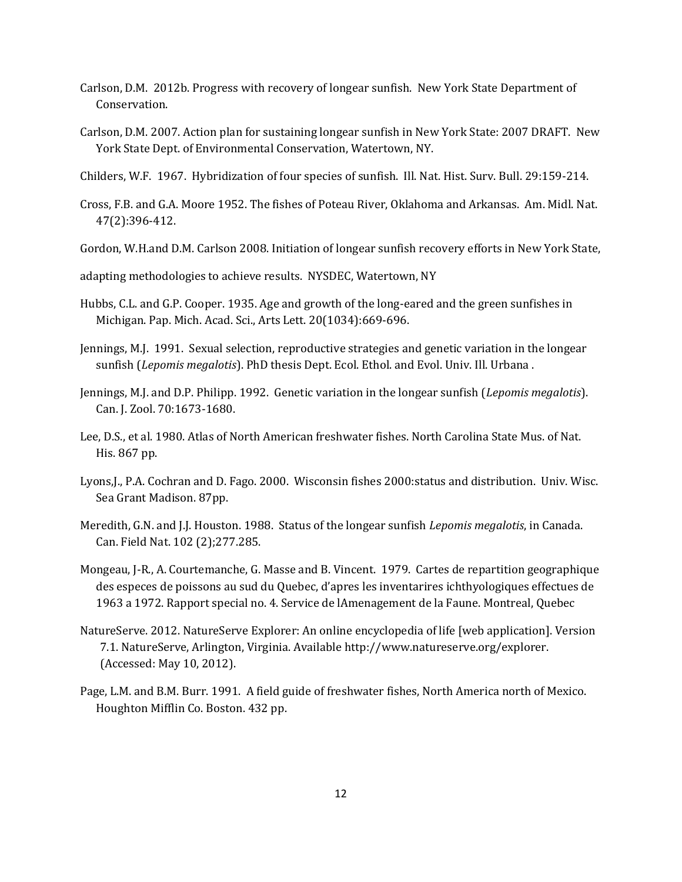Carlson, D.M. 2012b. Progress with recovery of longear sunfish. New York State Department of Conservation.

Carlson, D.M. 2007. Action plan for sustaining longear sunfish in New York State: 2007 DRAFT. New York State Dept. of Environmental Conservation, Watertown, NY.

Childers, W.F. 1967. Hybridization of four species of sunfish. Ill. Nat. Hist. Surv. Bull. 29:159-214.

Cross, F.B. and G.A. Moore 1952. The fishes of Poteau River, Oklahoma and Arkansas. Am. Midl. Nat. 47(2):396-412.

Gordon, W.H.and D.M. Carlson 2008. Initiation of longear sunfish recovery efforts in New York State,

adapting methodologies to achieve results. NYSDEC, Watertown, NY

Hubbs, C.L. and G.P. Cooper. 1935. Age and growth of the long-eared and the green sunfishes in Michigan. Pap. Mich. Acad. Sci., Arts Lett. 20(1034):669-696.

Jennings, M.J. 1991. Sexual selection, reproductive strategies and genetic variation in the longear sunfish (*Lepomis megalotis*). PhD thesis Dept. Ecol. Ethol. and Evol. Univ. Ill. Urbana .

Jennings, M.J. and D.P. Philipp. 1992. Genetic variation in the longear sunfish (*Lepomis megalotis*). Can. J. Zool. 70:1673-1680.

Lee, D.S., et al. 1980. Atlas of North American freshwater fishes. North Carolina State Mus. of Nat. His. 867 pp.

Lyons,J., P.A. Cochran and D. Fago. 2000. Wisconsin fishes 2000:status and distribution. Univ. Wisc. Sea Grant Madison. 87pp.

Meredith, G.N. and J.J. Houston. 1988. Status of the longear sunfish *Lepomis megalotis*, in Canada. Can. Field Nat. 102 (2);277.285.

Mongeau, J-R., A. Courtemanche, G. Masse and B. Vincent. 1979. Cartes de repartition geographique des especes de poissons au sud du Quebec, d'apres les inventarires ichthyologiques effectues de 1963 a 1972. Rapport special no. 4. Service de lAmenagement de la Faune. Montreal, Quebec

NatureServe. 2012. NatureServe Explorer: An online encyclopedia of life [web application]. Version 7.1. NatureServe, Arlington, Virginia. Available http://www.natureserve.org/explorer. (Accessed: May 10, 2012).

Page, L.M. and B.M. Burr. 1991. A field guide of freshwater fishes, North America north of Mexico. Houghton Mifflin Co. Boston. 432 pp.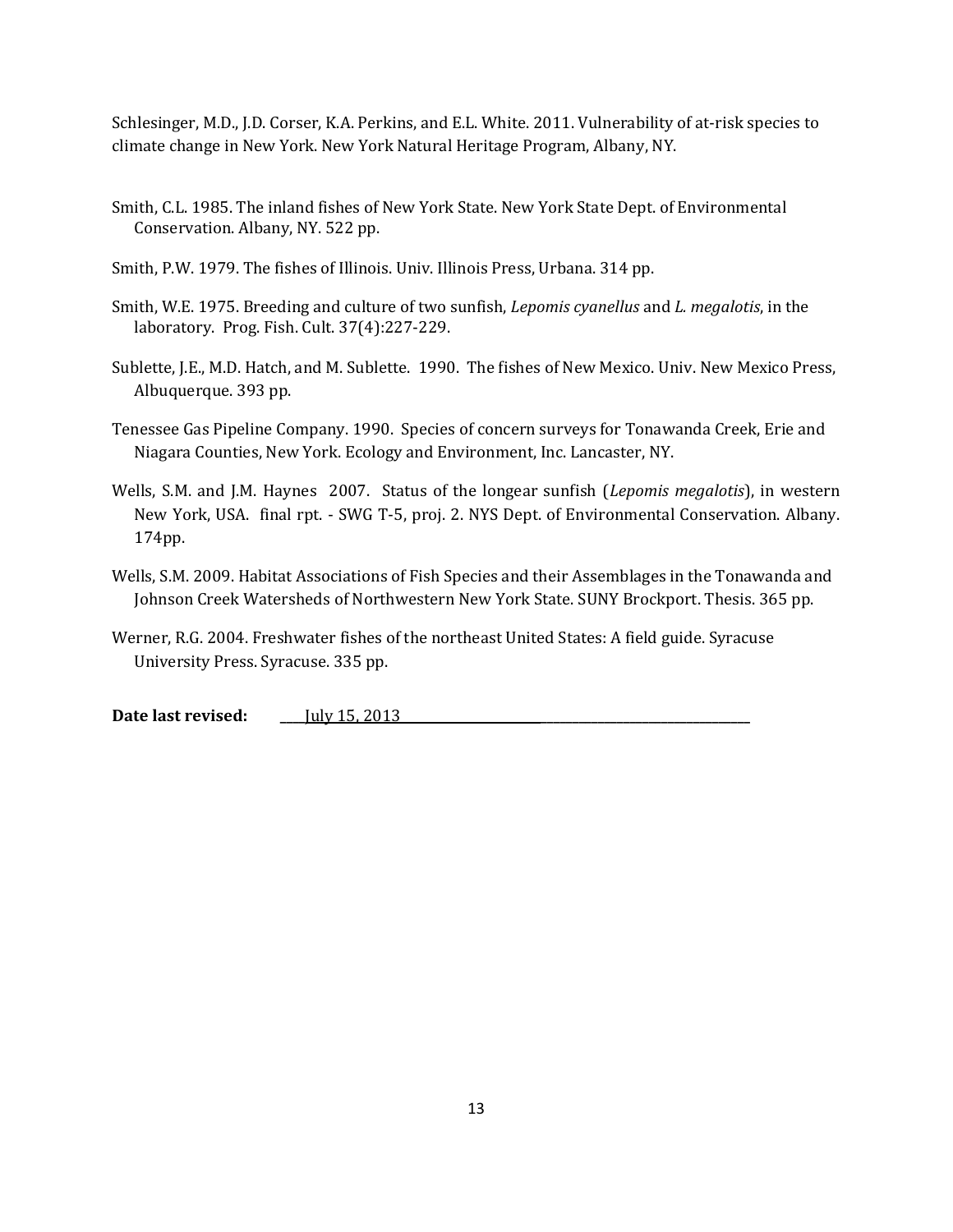Schlesinger, M.D., J.D. Corser, K.A. Perkins, and E.L. White. 2011. Vulnerability of at-risk species to climate change in New York. New York Natural Heritage Program, Albany, NY.

Smith, C.L. 1985. The inland fishes of New York State. New York State Dept. of Environmental Conservation. Albany, NY. 522 pp.

Smith, P.W. 1979. The fishes of Illinois. Univ. Illinois Press, Urbana. 314 pp.

Smith, W.E. 1975. Breeding and culture of two sunfish, *Lepomis cyanellus* and *L. megalotis*, in the laboratory. Prog. Fish. Cult. 37(4):227-229.

Sublette, J.E., M.D. Hatch, and M. Sublette. 1990. The fishes of New Mexico. Univ. New Mexico Press, Albuquerque. 393 pp.

Tenessee Gas Pipeline Company. 1990. Species of concern surveys for Tonawanda Creek, Erie and Niagara Counties, New York. Ecology and Environment, Inc. Lancaster, NY.

Wells, S.M. and J.M. Haynes 2007. Status of the longear sunfish (*Lepomis megalotis*), in western New York, USA. final rpt. - SWG T-5, proj. 2. NYS Dept. of Environmental Conservation. Albany. 174pp.

Wells, S.M. 2009. Habitat Associations of Fish Species and their Assemblages in the Tonawanda and Johnson Creek Watersheds of Northwestern New York State. SUNY Brockport. Thesis. 365 pp.

Werner, R.G. 2004. Freshwater fishes of the northeast United States: A field guide. Syracuse University Press. Syracuse. 335 pp.

**Date last revised:** July 15, 2013